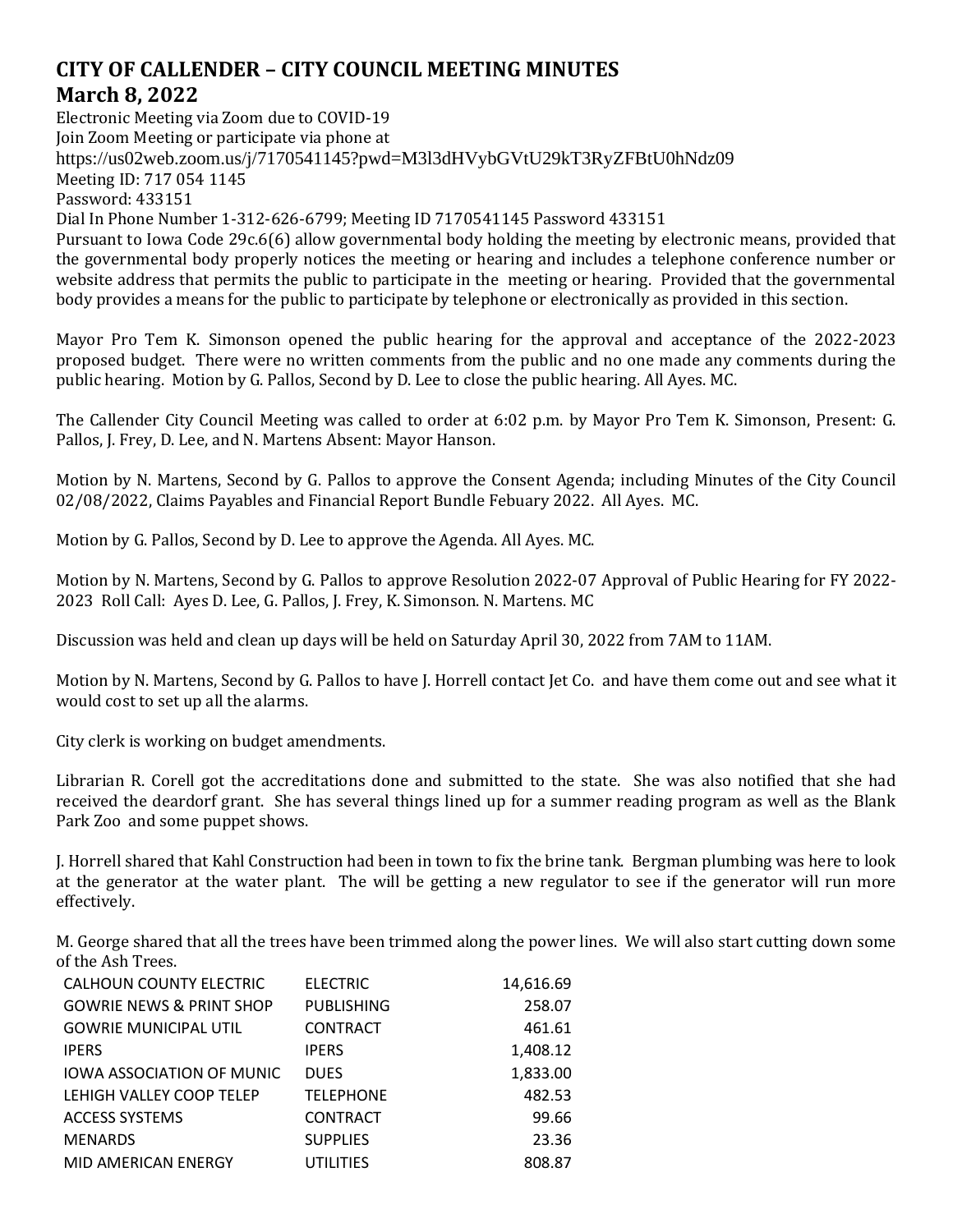# CITY OF CALLENDER – CITY COUNCIL MEETING MINUTES

## March 8, 2022

Electronic Meeting via Zoom due to COVID-19
Join Zoom Meeting or participate via phone at
https://us02web.zoom.us/j/7170541145?pwd=M3l3dHVybGVtU29kT3RyZFBtU0hNdz09
Meeting ID: 717 054 1145
Password: 433151
Dial In Phone Number 1-312-626-6799; Meeting ID 7170541145 Password 433151
Pursuant to Iowa Code 29c.6(6) allow governmental body holding the meeting by electronic means, provided that the governmental body properly notices the meeting or hearing and includes a telephone conference number or website address that permits the public to participate in the meeting or hearing. Provided that the governmental body provides a means for the public to participate by telephone or electronically as provided in this section.

Mayor Pro Tem K. Simonson opened the public hearing for the approval and acceptance of the 2022-2023 proposed budget. There were no written comments from the public and no one made any comments during the public hearing. Motion by G. Pallos, Second by D. Lee to close the public hearing. All Ayes. MC.

The Callender City Council Meeting was called to order at 6:02 p.m. by Mayor Pro Tem K. Simonson, Present: G. Pallos, J. Frey, D. Lee, and N. Martens Absent: Mayor Hanson.

Motion by N. Martens, Second by G. Pallos to approve the Consent Agenda; including Minutes of the City Council 02/08/2022, Claims Payables and Financial Report Bundle Febuary 2022. All Ayes. MC.

Motion by G. Pallos, Second by D. Lee to approve the Agenda. All Ayes. MC.

Motion by N. Martens, Second by G. Pallos to approve Resolution 2022-07 Approval of Public Hearing for FY 2022-2023 Roll Call: Ayes D. Lee, G. Pallos, J. Frey, K. Simonson. N. Martens. MC

Discussion was held and clean up days will be held on Saturday April 30, 2022 from 7AM to 11AM.

Motion by N. Martens, Second by G. Pallos to have J. Horrell contact Jet Co. and have them come out and see what it would cost to set up all the alarms.

City clerk is working on budget amendments.

Librarian R. Corell got the accreditations done and submitted to the state. She was also notified that she had received the deardorf grant. She has several things lined up for a summer reading program as well as the Blank Park Zoo and some puppet shows.

J. Horrell shared that Kahl Construction had been in town to fix the brine tank. Bergman plumbing was here to look at the generator at the water plant. The will be getting a new regulator to see if the generator will run more effectively.

M. George shared that all the trees have been trimmed along the power lines. We will also start cutting down some of the Ash Trees.

| | | |
|---|---|---:|
| CALHOUN COUNTY ELECTRIC | ELECTRIC | 14,616.69 |
| GOWRIE NEWS & PRINT SHOP | PUBLISHING | 258.07 |
| GOWRIE MUNICIPAL UTIL | CONTRACT | 461.61 |
| IPERS | IPERS | 1,408.12 |
| IOWA ASSOCIATION OF MUNIC | DUES | 1,833.00 |
| LEHIGH VALLEY COOP TELEP | TELEPHONE | 482.53 |
| ACCESS SYSTEMS | CONTRACT | 99.66 |
| MENARDS | SUPPLIES | 23.36 |
| MID AMERICAN ENERGY | UTILITIES | 808.87 |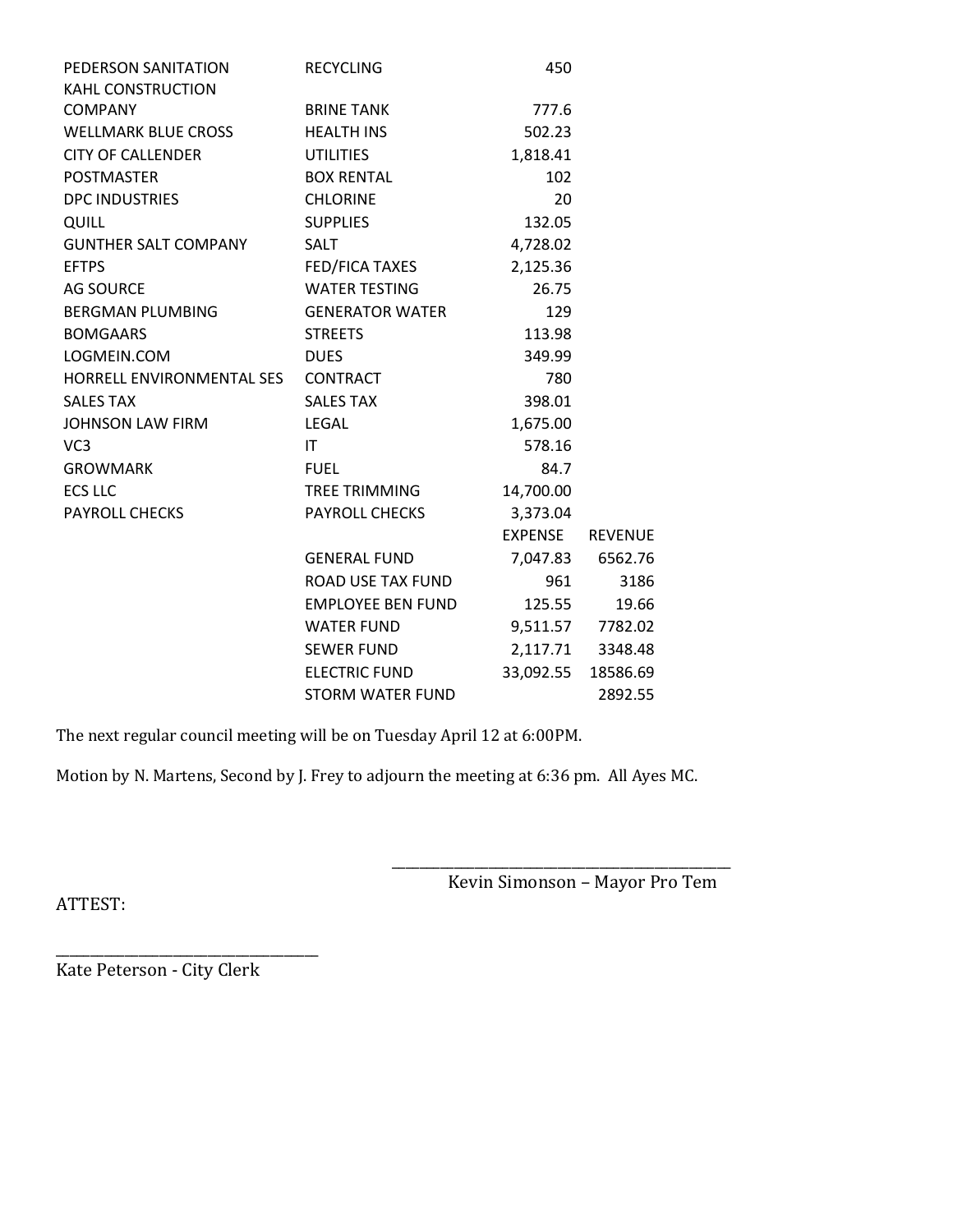| | | | |
|---|---|---|---|
| PEDERSON SANITATION | RECYCLING | 450 | |
| KAHL CONSTRUCTION COMPANY | BRINE TANK | 777.6 | |
| WELLMARK BLUE CROSS | HEALTH INS | 502.23 | |
| CITY OF CALLENDER | UTILITIES | 1,818.41 | |
| POSTMASTER | BOX RENTAL | 102 | |
| DPC INDUSTRIES | CHLORINE | 20 | |
| QUILL | SUPPLIES | 132.05 | |
| GUNTHER SALT COMPANY | SALT | 4,728.02 | |
| EFTPS | FED/FICA TAXES | 2,125.36 | |
| AG SOURCE | WATER TESTING | 26.75 | |
| BERGMAN PLUMBING | GENERATOR WATER | 129 | |
| BOMGAARS | STREETS | 113.98 | |
| LOGMEIN.COM | DUES | 349.99 | |
| HORRELL ENVIRONMENTAL SES | CONTRACT | 780 | |
| SALES TAX | SALES TAX | 398.01 | |
| JOHNSON LAW FIRM | LEGAL | 1,675.00 | |
| VC3 | IT | 578.16 | |
| GROWMARK | FUEL | 84.7 | |
| ECS LLC | TREE TRIMMING | 14,700.00 | |
| PAYROLL CHECKS | PAYROLL CHECKS | 3,373.04 | |
| | | EXPENSE | REVENUE |
| | GENERAL FUND | 7,047.83 | 6562.76 |
| | ROAD USE TAX FUND | 961 | 3186 |
| | EMPLOYEE BEN FUND | 125.55 | 19.66 |
| | WATER FUND | 9,511.57 | 7782.02 |
| | SEWER FUND | 2,117.71 | 3348.48 |
| | ELECTRIC FUND | 33,092.55 | 18586.69 |
| | STORM WATER FUND | | 2892.55 |

The next regular council meeting will be on Tuesday April 12 at 6:00PM.

Motion by N. Martens, Second by J. Frey to adjourn the meeting at 6:36 pm. All Ayes MC.

\_\_\_\_\_\_\_\_\_\_\_\_\_\_\_\_\_\_\_\_\_\_\_\_\_\_\_\_\_\_\_\_\_\_\_\_\_\_\_\_

Kevin Simonson – Mayor Pro Tem

ATTEST:

\_\_\_\_\_\_\_\_\_\_\_\_\_\_\_\_\_\_\_\_\_\_\_\_\_\_\_\_\_\_\_\_

Kate Peterson - City Clerk